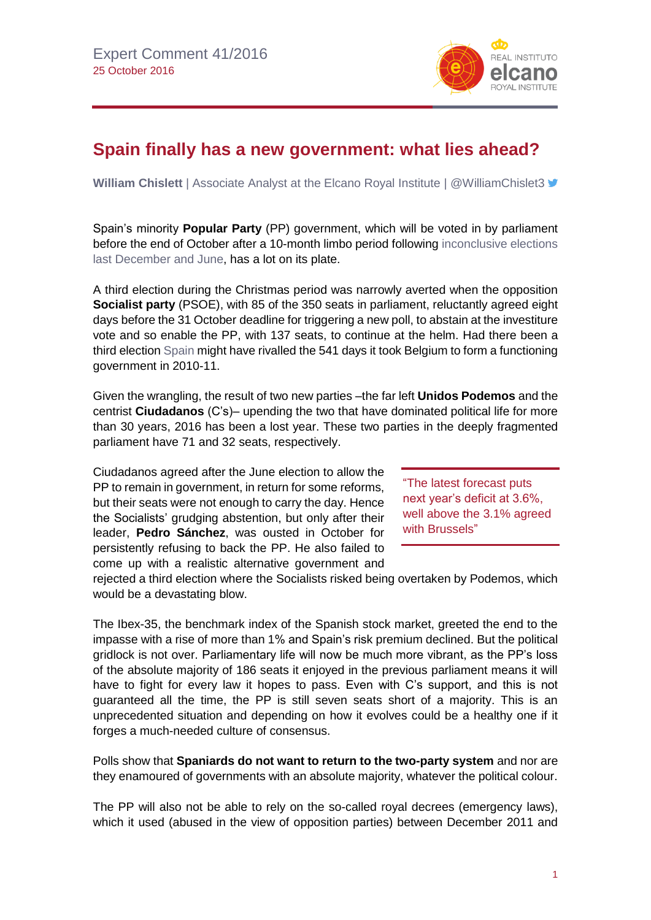Expert Comment 41/2016
25 October 2016

# Spain finally has a new government: what lies ahead?

**William Chislett** | Associate Analyst at the Elcano Royal Institute | @WilliamChislet3

Spain's minority **Popular Party** (PP) government, which will be voted in by parliament before the end of October after a 10-month limbo period following inconclusive elections last December and June, has a lot on its plate.

A third election during the Christmas period was narrowly averted when the opposition **Socialist party** (PSOE), with 85 of the 350 seats in parliament, reluctantly agreed eight days before the 31 October deadline for triggering a new poll, to abstain at the investiture vote and so enable the PP, with 137 seats, to continue at the helm. Had there been a third election Spain might have rivalled the 541 days it took Belgium to form a functioning government in 2010-11.

Given the wrangling, the result of two new parties –the far left **Unidos Podemos** and the centrist **Ciudadanos** (C's)– upending the two that have dominated political life for more than 30 years, 2016 has been a lost year. These two parties in the deeply fragmented parliament have 71 and 32 seats, respectively.

> "The latest forecast puts next year's deficit at 3.6%, well above the 3.1% agreed with Brussels"

Ciudadanos agreed after the June election to allow the PP to remain in government, in return for some reforms, but their seats were not enough to carry the day. Hence the Socialists' grudging abstention, but only after their leader, **Pedro Sánchez**, was ousted in October for persistently refusing to back the PP. He also failed to come up with a realistic alternative government and rejected a third election where the Socialists risked being overtaken by Podemos, which would be a devastating blow.

The Ibex-35, the benchmark index of the Spanish stock market, greeted the end to the impasse with a rise of more than 1% and Spain's risk premium declined. But the political gridlock is not over. Parliamentary life will now be much more vibrant, as the PP's loss of the absolute majority of 186 seats it enjoyed in the previous parliament means it will have to fight for every law it hopes to pass. Even with C's support, and this is not guaranteed all the time, the PP is still seven seats short of a majority. This is an unprecedented situation and depending on how it evolves could be a healthy one if it forges a much-needed culture of consensus.

Polls show that **Spaniards do not want to return to the two-party system** and nor are they enamoured of governments with an absolute majority, whatever the political colour.

The PP will also not be able to rely on the so-called royal decrees (emergency laws), which it used (abused in the view of opposition parties) between December 2011 and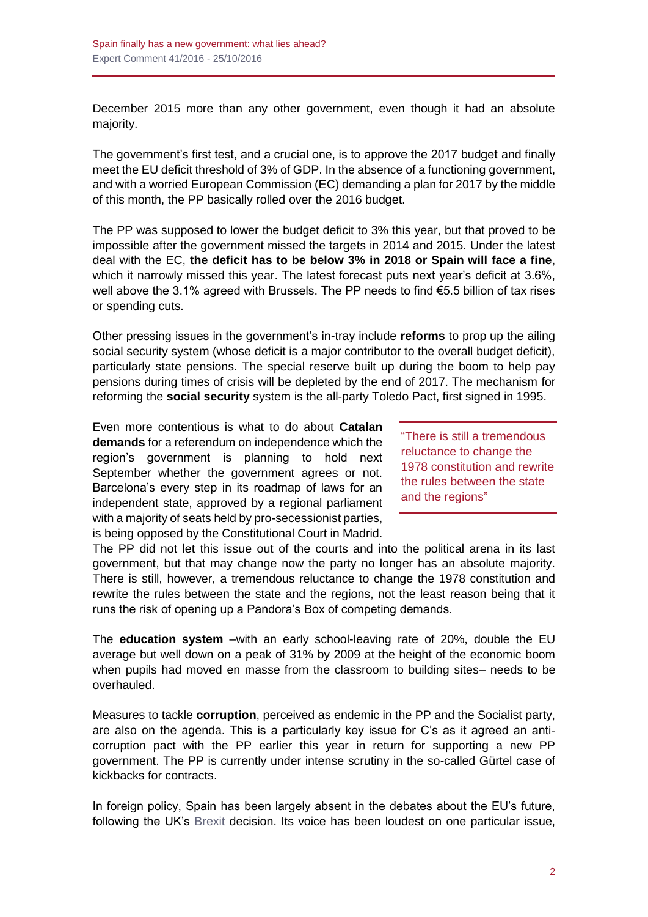December 2015 more than any other government, even though it had an absolute majority.

The government's first test, and a crucial one, is to approve the 2017 budget and finally meet the EU deficit threshold of 3% of GDP. In the absence of a functioning government, and with a worried European Commission (EC) demanding a plan for 2017 by the middle of this month, the PP basically rolled over the 2016 budget.

The PP was supposed to lower the budget deficit to 3% this year, but that proved to be impossible after the government missed the targets in 2014 and 2015. Under the latest deal with the EC, **the deficit has to be below 3% in 2018 or Spain will face a fine**, which it narrowly missed this year. The latest forecast puts next year's deficit at 3.6%, well above the 3.1% agreed with Brussels. The PP needs to find €5.5 billion of tax rises or spending cuts.

Other pressing issues in the government's in-tray include **reforms** to prop up the ailing social security system (whose deficit is a major contributor to the overall budget deficit), particularly state pensions. The special reserve built up during the boom to help pay pensions during times of crisis will be depleted by the end of 2017. The mechanism for reforming the **social security** system is the all-party Toledo Pact, first signed in 1995.

Even more contentious is what to do about **Catalan demands** for a referendum on independence which the region's government is planning to hold next September whether the government agrees or not. Barcelona's every step in its roadmap of laws for an independent state, approved by a regional parliament with a majority of seats held by pro-secessionist parties, is being opposed by the Constitutional Court in Madrid. The PP did not let this issue out of the courts and into the political arena in its last government, but that may change now the party no longer has an absolute majority. There is still, however, a tremendous reluctance to change the 1978 constitution and rewrite the rules between the state and the regions, not the least reason being that it runs the risk of opening up a Pandora's Box of competing demands.

> "There is still a tremendous reluctance to change the 1978 constitution and rewrite the rules between the state and the regions"

The **education system** –with an early school-leaving rate of 20%, double the EU average but well down on a peak of 31% by 2009 at the height of the economic boom when pupils had moved en masse from the classroom to building sites– needs to be overhauled.

Measures to tackle **corruption**, perceived as endemic in the PP and the Socialist party, are also on the agenda. This is a particularly key issue for C's as it agreed an anti-corruption pact with the PP earlier this year in return for supporting a new PP government. The PP is currently under intense scrutiny in the so-called Gürtel case of kickbacks for contracts.

In foreign policy, Spain has been largely absent in the debates about the EU's future, following the UK's Brexit decision. Its voice has been loudest on one particular issue,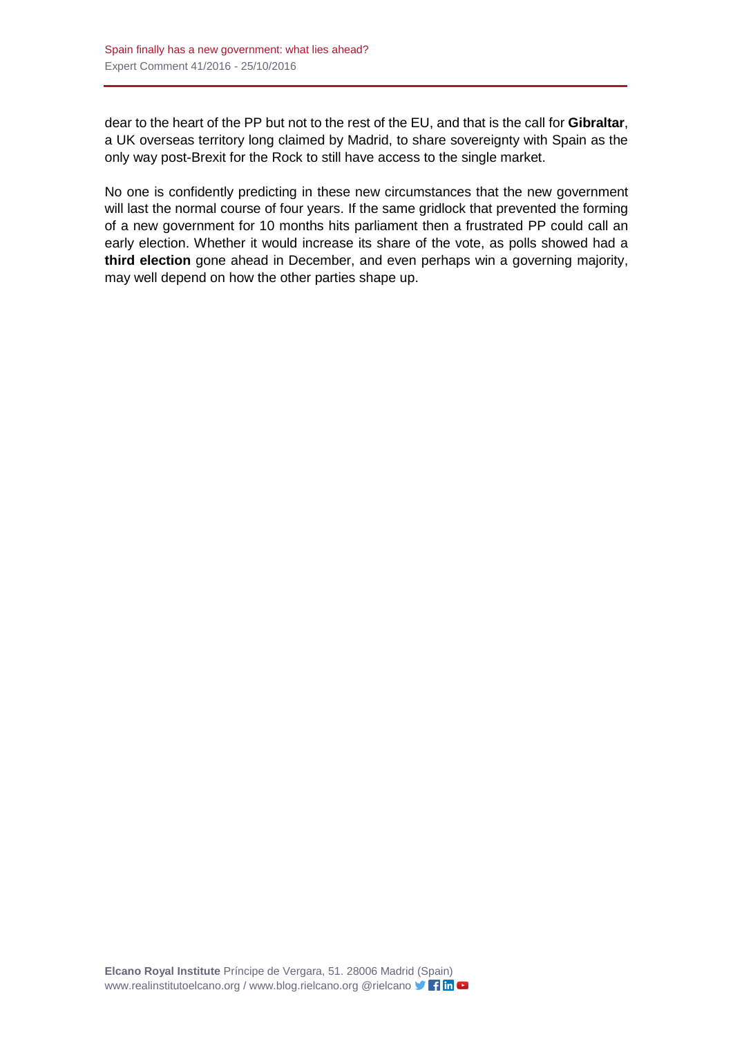dear to the heart of the PP but not to the rest of the EU, and that is the call for **Gibraltar**, a UK overseas territory long claimed by Madrid, to share sovereignty with Spain as the only way post-Brexit for the Rock to still have access to the single market.

No one is confidently predicting in these new circumstances that the new government will last the normal course of four years. If the same gridlock that prevented the forming of a new government for 10 months hits parliament then a frustrated PP could call an early election. Whether it would increase its share of the vote, as polls showed had a **third election** gone ahead in December, and even perhaps win a governing majority, may well depend on how the other parties shape up.